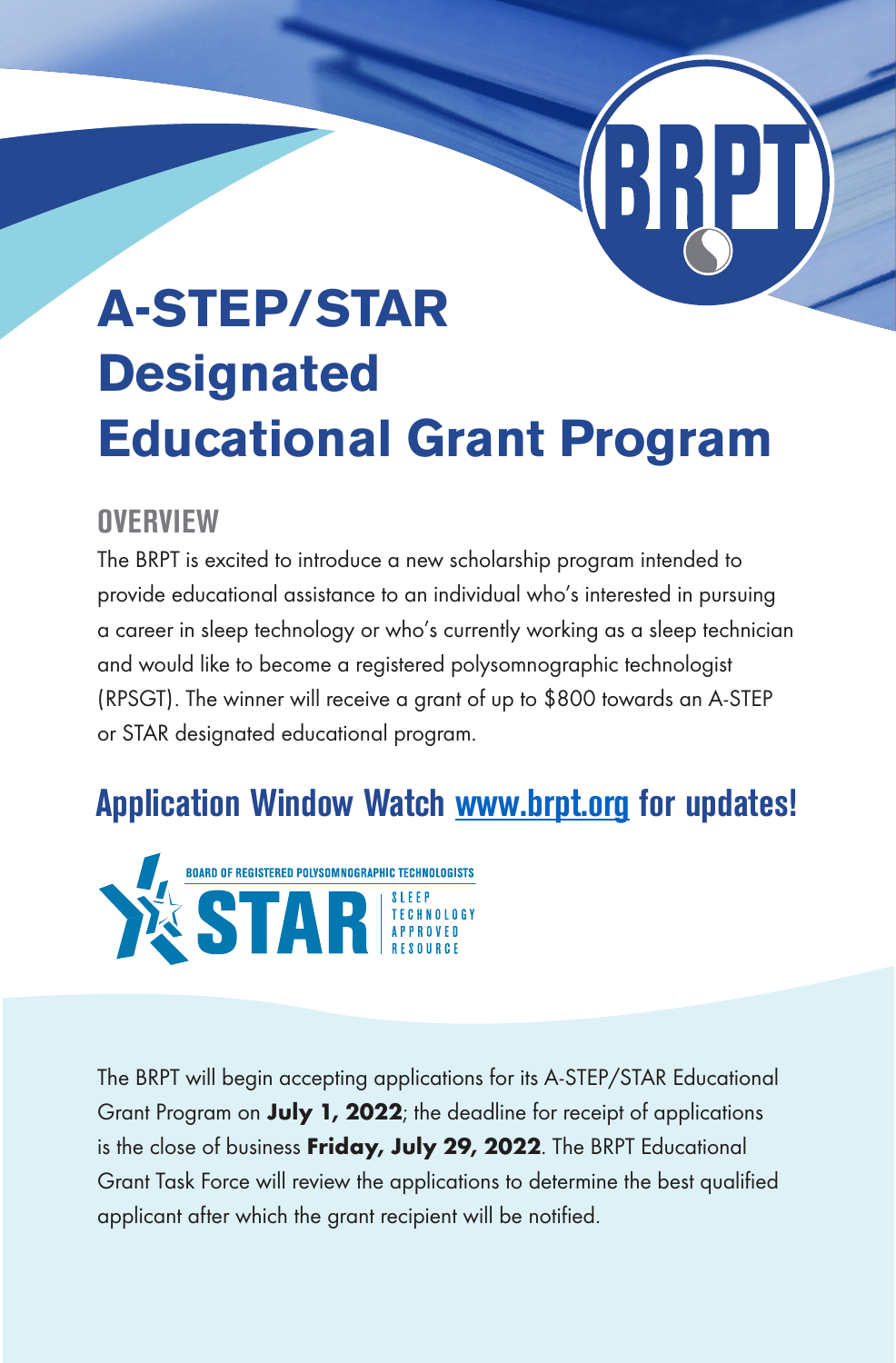BRPT

# A-STEP/STAR Designated Educational Grant Program

## OVERVIEW

The BRPT is excited to introduce a new scholarship program intended to provide educational assistance to an individual who's interested in pursuing a career in sleep technology or who's currently working as a sleep technician and would like to become a registered polysomnographic technologist (RPSGT). The winner will receive a grant of up to $800 towards an A-STEP or STAR designated educational program.

## Application Window Watch www.brpt.org for updates!

BOARD OF REGISTERED POLYSOMNOGRAPHIC TECHNOLOGISTS
STAR
SLEEP TECHNOLOGY APPROVED RESOURCE

The BRPT will begin accepting applications for its A-STEP/STAR Educational Grant Program on **July 1, 2022**; the deadline for receipt of applications is the close of business **Friday, July 29, 2022**. The BRPT Educational Grant Task Force will review the applications to determine the best qualified applicant after which the grant recipient will be notified.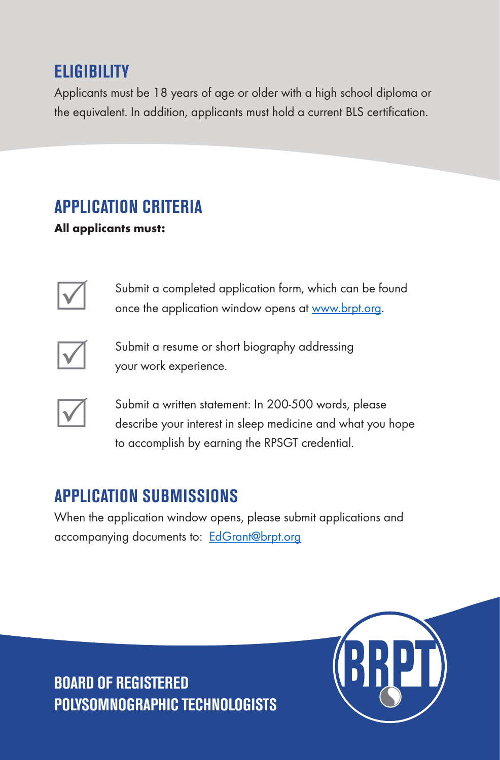## ELIGIBILITY

Applicants must be 18 years of age or older with a high school diploma or the equivalent. In addition, applicants must hold a current BLS certification.

## APPLICATION CRITERIA

**All applicants must:**

- Submit a completed application form, which can be found once the application window opens at www.brpt.org.
- Submit a resume or short biography addressing your work experience.
- Submit a written statement: In 200-500 words, please describe your interest in sleep medicine and what you hope to accomplish by earning the RPSGT credential.

## APPLICATION SUBMISSIONS

When the application window opens, please submit applications and accompanying documents to: EdGrant@brpt.org

**BOARD OF REGISTERED POLYSOMNOGRAPHIC TECHNOLOGISTS**

BRPT